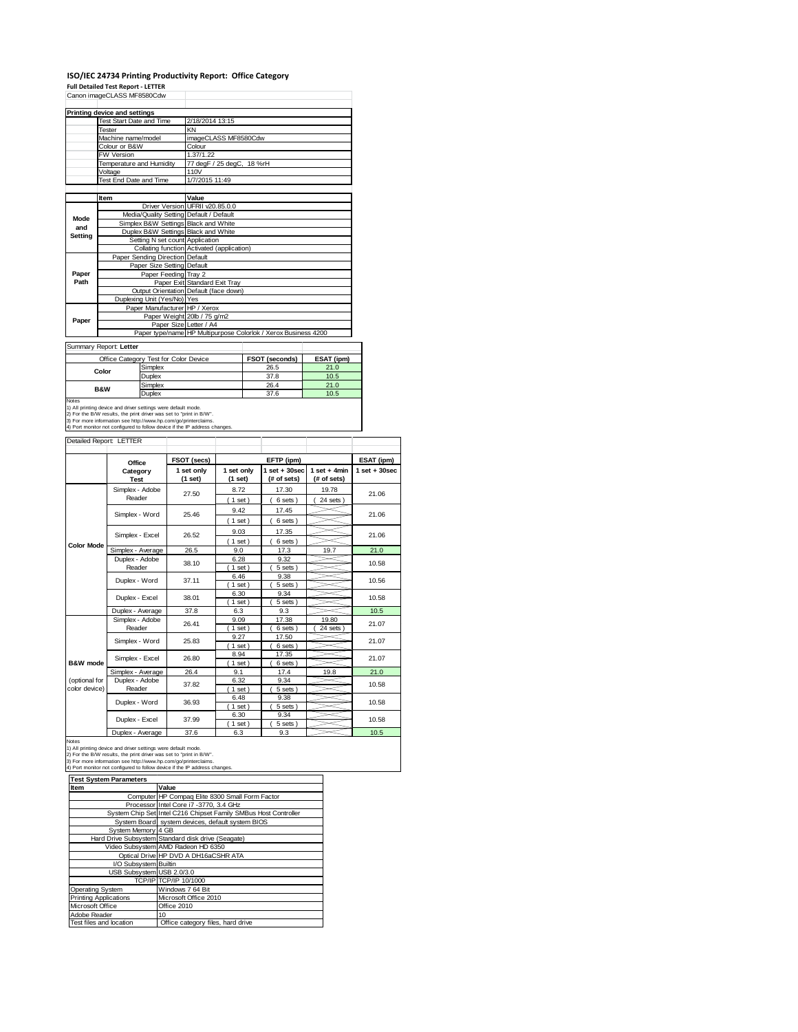# ISO/IEC 24734 Printing Productivity Report: Office Category

**Full Detailed Test Report - LETTER**

Canon imageCLASS MF8580Cdw

| Printing device and settings | | |
|---|---|---|
| | Test Start Date and Time | 2/18/2014 13:15 |
| | Tester | KN |
| | Machine name/model | imageCLASS MF8580Cdw |
| | Colour or B&W | Colour |
| | FW Version | 1.37/1.22 |
| | Temperature and Humidity | 77 degF / 25 degC, 18 %rH |
| | Voltage | 110V |
| | Test End Date and Time | 1/7/2015 11:49 |

| | Item | Value |
|---|---|---|
| Mode and Setting | Driver Version | UFRII v20.85.0.0 |
| | Media/Quality Setting | Default / Default |
| | Simplex B&W Settings | Black and White |
| | Duplex B&W Settings | Black and White |
| | Setting N set count | Application |
| | Collating function | Activated (application) |
| Paper Path | Paper Sending Direction | Default |
| | Paper Size Setting | Default |
| | Paper Feeding | Tray 2 |
| | Paper Exit | Standard Exit Tray |
| | Output Orientation | Default (face down) |
| | Duplexing Unit (Yes/No) | Yes |
| Paper | Paper Manufacturer | HP / Xerox |
| | Paper Weight | 20lb / 75 g/m2 |
| | Paper Size | Letter / A4 |
| | Paper type/name | HP Multipurpose Colorlok / Xerox Business 4200 |

Summary Report: **Letter**

| Office Category Test for Color Device | | FSOT (seconds) | ESAT (ipm) |
|---|---|---|---|
| Color | Simplex | 26.5 | 21.0 |
| | Duplex | 37.8 | 10.5 |
| B&W | Simplex | 26.4 | 21.0 |
| | Duplex | 37.6 | 10.5 |

Notes
1) All printing device and driver settings were default mode.
2) For the B/W results, the print driver was set to "print in B/W".
3) For more information see http://www.hp.com/go/printerclaims.
4) Port monitor not configured to follow device if the IP address changes.

Detailed Report: LETTER

| | Office Category Test | FSOT (secs) 1 set only (1 set) | EFTP (ipm) 1 set only (1 set) | EFTP (ipm) 1 set + 30sec (# of sets) | EFTP (ipm) 1 set + 4min (# of sets) | ESAT (ipm) 1 set + 30sec |
|---|---|---|---|---|---|---|
| Color Mode | Simplex - Adobe Reader | 27.50 | 8.72 (1 set) | 17.30 (6 sets) | 19.78 (24 sets) | 21.06 |
| | Simplex - Word | 25.46 | 9.42 (1 set) | 17.45 (6 sets) | | 21.06 |
| | Simplex - Excel | 26.52 | 9.03 (1 set) | 17.35 (6 sets) | | 21.06 |
| | Simplex - Average | 26.5 | 9.0 | 17.3 | 19.7 | 21.0 |
| | Duplex - Adobe Reader | 38.10 | 6.28 (1 set) | 9.32 (5 sets) | | 10.58 |
| | Duplex - Word | 37.11 | 6.46 (1 set) | 9.38 (5 sets) | | 10.56 |
| | Duplex - Excel | 38.01 | 6.30 (1 set) | 9.34 (5 sets) | | 10.58 |
| | Duplex - Average | 37.8 | 6.3 | 9.3 | | 10.5 |
| B&W mode (optional for color device) | Simplex - Adobe Reader | 26.41 | 9.09 (1 set) | 17.38 (6 sets) | 19.80 (24 sets) | 21.07 |
| | Simplex - Word | 25.83 | 9.27 (1 set) | 17.50 (6 sets) | | 21.07 |
| | Simplex - Excel | 26.80 | 8.94 (1 set) | 17.35 (6 sets) | | 21.07 |
| | Simplex - Average | 26.4 | 9.1 | 17.4 | 19.8 | 21.0 |
| | Duplex - Adobe Reader | 37.82 | 6.32 (1 set) | 9.34 (5 sets) | | 10.58 |
| | Duplex - Word | 36.93 | 6.48 (1 set) | 9.38 (5 sets) | | 10.58 |
| | Duplex - Excel | 37.99 | 6.30 (1 set) | 9.34 (5 sets) | | 10.58 |
| | Duplex - Average | 37.6 | 6.3 | 9.3 | | 10.5 |

Notes
1) All printing device and driver settings were default mode.
2) For the B/W results, the print driver was set to "print in B/W".
3) For more information see http://www.hp.com/go/printerclaims.
4) Port monitor not configured to follow device if the IP address changes.

| Test System Parameters | |
|---|---|
| **Item** | **Value** |
| Computer | HP Compaq Elite 8300 Small Form Factor |
| Processor | Intel Core i7 -3770, 3.4 GHz |
| System Chip Set | Intel C216 Chipset Family SMBus Host Controller |
| System Board | system devices, default system BIOS |
| System Memory | 4 GB |
| Hard Drive Subsystem | Standard disk drive (Seagate) |
| Video Subsystem | AMD Radeon HD 6350 |
| Optical Drive | HP DVD A DH16aCSHR ATA |
| I/O Subsystem | Builtin |
| USB Subsystem | USB 2.0/3.0 |
| TCP/IP | TCP/IP 10/1000 |
| Operating System | Windows 7 64 Bit |
| Printing Applications | Microsoft Office 2010 |
| Microsoft Office | Office 2010 |
| Adobe Reader | 10 |
| Test files and location | Office category files, hard drive |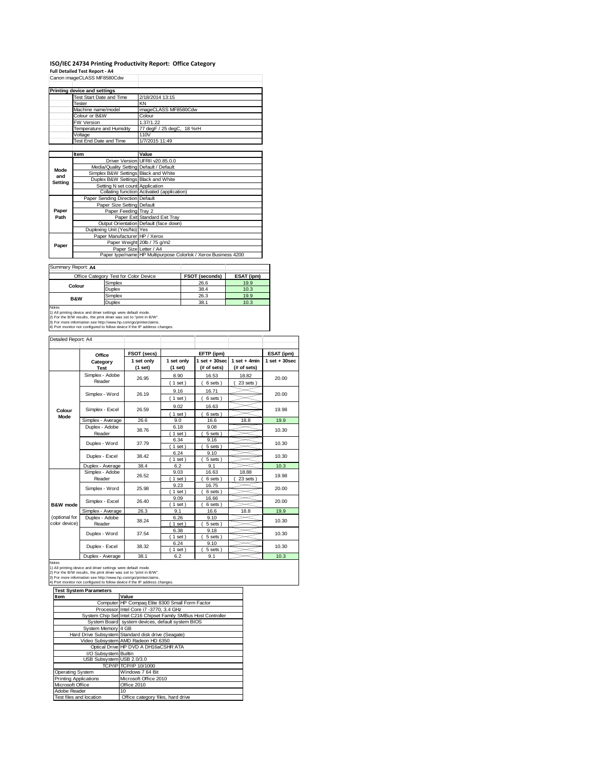# ISO/IEC 24734 Printing Productivity Report: Office Category

**Full Detailed Test Report - A4**

Canon imageCLASS MF8580Cdw

| Printing device and settings | | |
|---|---|---|
| | Test Start Date and Time | 2/18/2014 13:15 |
| | Tester | KN |
| | Machine name/model | imageCLASS MF8580Cdw |
| | Colour or B&W | Colour |
| | FW Version | 1.37/1.22 |
| | Temperature and Humidity | 77 degF / 25 degC, 18 %rH |
| | Voltage | 110V |
| | Test End Date and Time | 1/7/2015 11:49 |

| | Item | Value |
|---|---|---|
| Mode and Setting | Driver Version | UFRII v20.85.0.0 |
| | Media/Quality Setting | Default / Default |
| | Simplex B&W Settings | Black and White |
| | Duplex B&W Settings | Black and White |
| | Setting N set count | Application |
| | Collating function | Activated (application) |
| Paper Path | Paper Sending Direction | Default |
| | Paper Size Setting | Default |
| | Paper Feeding | Tray 2 |
| | Paper Exit | Standard Exit Tray |
| | Output Orientation | Default (face down) |
| | Duplexing Unit (Yes/No) | Yes |
| Paper | Paper Manufacturer | HP / Xerox |
| | Paper Weight | 20lb / 75 g/m2 |
| | Paper Size | Letter / A4 |
| | Paper type/name | HP Multipurpose Colorlok / Xerox Business 4200 |

Summary Report: **A4**

| Office Category Test for Color Device | | FSOT (seconds) | ESAT (ipm) |
|---|---|---|---|
| Colour | Simplex | 26.6 | 19.9 |
| | Duplex | 38.4 | 10.3 |
| B&W | Simplex | 26.3 | 19.9 |
| | Duplex | 38.1 | 10.3 |

Notes
1) All printing device and driver settings were default mode.
2) For the B/W results, the print driver was set to "print in B/W".
3) For more information see http://www.hp.com/go/printerclaims.
4) Port monitor not configured to follow device if the IP address changes.

Detailed Report: A4

| | Office Category Test | FSOT (secs) 1 set only (1 set) | EFTP (ipm) 1 set only (1 set) | EFTP (ipm) 1 set + 30sec (# of sets) | EFTP (ipm) 1 set + 4min (# of sets) | ESAT (ipm) 1 set + 30sec |
|---|---|---|---|---|---|---|
| Colour Mode | Simplex - Adobe Reader | 26.95 | 8.90 (1 set) | 16.53 (6 sets) | 18.82 (23 sets) | 20.00 |
| | Simplex - Word | 26.19 | 9.16 (1 set) | 16.71 (6 sets) | | 20.00 |
| | Simplex - Excel | 26.59 | 9.02 (1 set) | 16.63 (6 sets) | | 19.98 |
| | Simplex - Average | 26.6 | 9.0 | 16.6 | 18.8 | 19.9 |
| | Duplex - Adobe Reader | 38.76 | 6.18 (1 set) | 9.08 (5 sets) | | 10.30 |
| | Duplex - Word | 37.79 | 6.34 (1 set) | 9.16 (5 sets) | | 10.30 |
| | Duplex - Excel | 38.42 | 6.24 (1 set) | 9.10 (5 sets) | | 10.30 |
| | Duplex - Average | 38.4 | 6.2 | 9.1 | | 10.3 |
| B&W mode (optional for color device) | Simplex - Adobe Reader | 26.52 | 9.03 (1 set) | 16.63 (6 sets) | 18.88 (23 sets) | 19.98 |
| | Simplex - Word | 25.98 | 9.23 (1 set) | 16.75 (6 sets) | | 20.00 |
| | Simplex - Excel | 26.40 | 9.09 (1 set) | 16.66 (6 sets) | | 20.00 |
| | Simplex - Average | 26.3 | 9.1 | 16.6 | 18.8 | 19.9 |
| | Duplex - Adobe Reader | 38.24 | 6.26 (1 set) | 9.10 (5 sets) | | 10.30 |
| | Duplex - Word | 37.54 | 6.38 (1 set) | 9.18 (5 sets) | | 10.30 |
| | Duplex - Excel | 38.32 | 6.24 (1 set) | 9.10 (5 sets) | | 10.30 |
| | Duplex - Average | 38.1 | 6.2 | 9.1 | | 10.3 |

Notes
1) All printing device and driver settings were default mode.
2) For the B/W results, the print driver was set to "print in B/W".
3) For more information see http://www.hp.com/go/printerclaims.
4) Port monitor not configured to follow device if the IP address changes.

| Test System Parameters | |
|---|---|
| **Item** | **Value** |
| Computer | HP Compaq Elite 8300 Small Form Factor |
| Processor | Intel Core i7 -3770, 3.4 GHz |
| System Chip Set | Intel C216 Chipset Family SMBus Host Controller |
| System Board | system devices, default system BIOS |
| System Memory | 4 GB |
| Hard Drive Subsystem | Standard disk drive (Seagate) |
| Video Subsystem | AMD Radeon HD 6350 |
| Optical Drive | HP DVD A DH16aCSHR ATA |
| I/O Subsystem | Builtin |
| USB Subsystem | USB 2.0/3.0 |
| TCP/IP | TCP/IP 10/1000 |
| Operating System | Windows 7 64 Bit |
| Printing Applications | Microsoft Office 2010 |
| Microsoft Office | Office 2010 |
| Adobe Reader | 10 |
| Test files and location | Office category files, hard drive |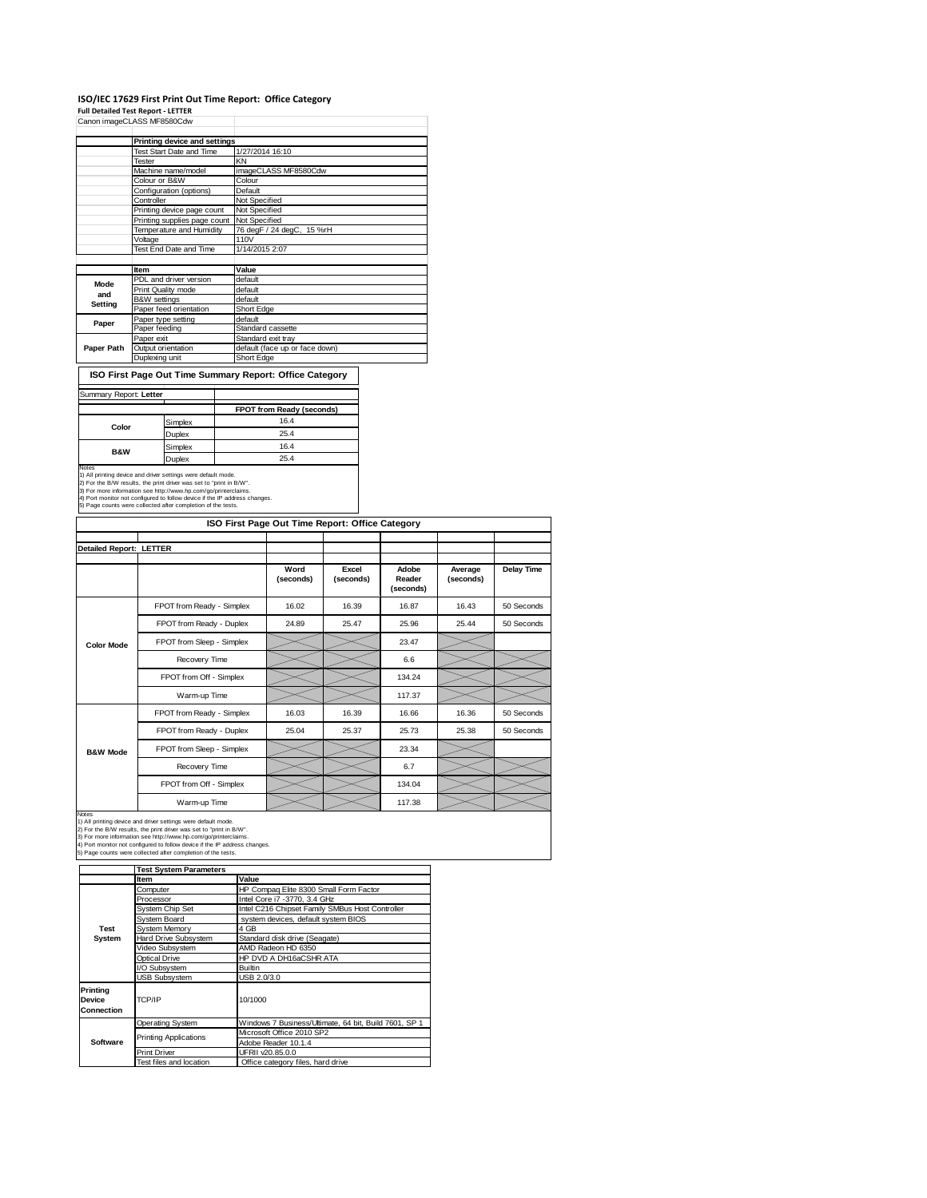## ISO/IEC 17629 First Print Out Time Report: Office Category

**Full Detailed Test Report - LETTER**

Canon imageCLASS MF8580Cdw

| | Printing device and settings | |
|---|---|---|
| | Test Start Date and Time | 1/27/2014 16:10 |
| | Tester | KN |
| | Machine name/model | imageCLASS MF8580Cdw |
| | Colour or B&W | Colour |
| | Configuration (options) | Default |
| | Controller | Not Specified |
| | Printing device page count | Not Specified |
| | Printing supplies page count | Not Specified |
| | Temperature and Humidity | 76 degF / 24 degC, 15 %rH |
| | Voltage | 110V |
| | Test End Date and Time | 1/14/2015 2:07 |

| | Item | Value |
|---|---|---|
| Mode and Setting | PDL and driver version | default |
| | Print Quality mode | default |
| | B&W settings | default |
| | Paper feed orientation | Short Edge |
| Paper | Paper type setting | default |
| | Paper feeding | Standard cassette |
| | Paper exit | Standard exit tray |
| Paper Path | Output orientation | default (face up or face down) |
| | Duplexing unit | Short Edge |

### ISO First Page Out Time Summary Report: Office Category

Summary Report: **Letter**

| | | FPOT from Ready (seconds) |
|---|---|---|
| Color | Simplex | 16.4 |
| | Duplex | 25.4 |
| B&W | Simplex | 16.4 |
| | Duplex | 25.4 |

Notes
1) All printing device and driver settings were default mode.
2) For the B/W results, the print driver was set to "print in B/W".
3) For more information see http://www.hp.com/go/printerclaims.
4) Port monitor not configured to follow device if the IP address changes.
5) Page counts were collected after completion of the tests.

### ISO First Page Out Time Report: Office Category

**Detailed Report: LETTER**

| | | Word (seconds) | Excel (seconds) | Adobe Reader (seconds) | Average (seconds) | Delay Time |
|---|---|---|---|---|---|---|
| Color Mode | FPOT from Ready - Simplex | 16.02 | 16.39 | 16.87 | 16.43 | 50 Seconds |
| | FPOT from Ready - Duplex | 24.89 | 25.47 | 25.96 | 25.44 | 50 Seconds |
| | FPOT from Sleep - Simplex | | | 23.47 | | |
| | Recovery Time | | | 6.6 | | |
| | FPOT from Off - Simplex | | | 134.24 | | |
| | Warm-up Time | | | 117.37 | | |
| B&W Mode | FPOT from Ready - Simplex | 16.03 | 16.39 | 16.66 | 16.36 | 50 Seconds |
| | FPOT from Ready - Duplex | 25.04 | 25.37 | 25.73 | 25.38 | 50 Seconds |
| | FPOT from Sleep - Simplex | | | 23.34 | | |
| | Recovery Time | | | 6.7 | | |
| | FPOT from Off - Simplex | | | 134.04 | | |
| | Warm-up Time | | | 117.38 | | |

Notes
1) All printing device and driver settings were default mode.
2) For the B/W results, the print driver was set to "print in B/W".
3) For more information see http://www.hp.com/go/printerclaims.
4) Port monitor not configured to follow device if the IP address changes.
5) Page counts were collected after completion of the tests.

| | Test System Parameters | |
|---|---|---|
| | Item | Value |
| Test System | Computer | HP Compaq Elite 8300 Small Form Factor |
| | Processor | Intel Core i7 -3770, 3.4 GHz |
| | System Chip Set | Intel C216 Chipset Family SMBus Host Controller |
| | System Board | system devices, default system BIOS |
| | System Memory | 4 GB |
| | Hard Drive Subsystem | Standard disk drive (Seagate) |
| | Video Subsystem | AMD Radeon HD 6350 |
| | Optical Drive | HP DVD A DH16aCSHR ATA |
| | I/O Subsystem | Builtin |
| | USB Subsystem | USB 2.0/3.0 |
| Printing Device Connection | TCP/IP | 10/1000 |
| Software | Operating System | Windows 7 Business/Ultimate, 64 bit, Build 7601, SP 1 |
| | Printing Applications | Microsoft Office 2010 SP2 |
| | | Adobe Reader 10.1.4 |
| | Print Driver | UFRII v20.85.0.0 |
| | Test files and location | Office category files, hard drive |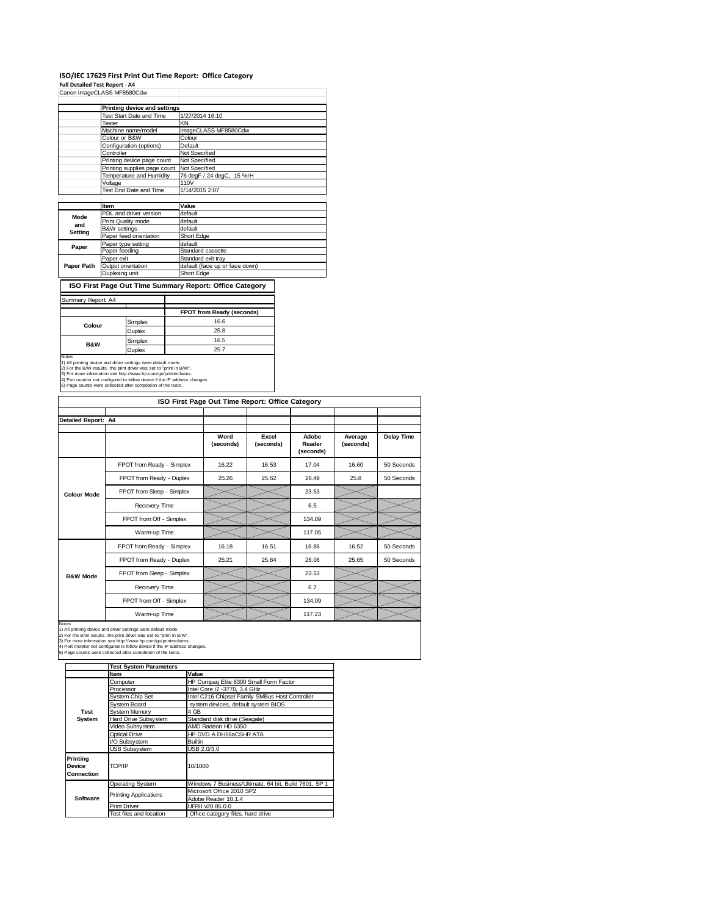## ISO/IEC 17629 First Print Out Time Report: Office Category

**Full Detailed Test Report - A4**

Canon imageCLASS MF8580Cdw

| | Printing device and settings | |
|---|---|---|
| | Test Start Date and Time | 1/27/2014 16:10 |
| | Tester | KN |
| | Machine name/model | imageCLASS MF8580Cdw |
| | Colour or B&W | Colour |
| | Configuration (options) | Default |
| | Controller | Not Specified |
| | Printing device page count | Not Specified |
| | Printing supplies page count | Not Specified |
| | Temperature and Humidity | 76 degF / 24 degC, 15 %rH |
| | Voltage | 110V |
| | Test End Date and Time | 1/14/2015 2:07 |

| | Item | Value |
|---|---|---|
| Mode and Setting | PDL and driver version | default |
| | Print Quality mode | default |
| | B&W settings | default |
| | Paper feed orientation | Short Edge |
| Paper | Paper type setting | default |
| | Paper feeding | Standard cassette |
| Paper Path | Paper exit | Standard exit tray |
| | Output orientation | default (face up or face down) |
| | Duplexing unit | Short Edge |

### ISO First Page Out Time Summary Report: Office Category

Summary Report: A4

| | | FPOT from Ready (seconds) |
|---|---|---|
| Colour | Simplex | 16.6 |
| | Duplex | 25.8 |
| B&W | Simplex | 16.5 |
| | Duplex | 25.7 |

Notes
1) All printing device and driver settings were default mode.
2) For the B/W results, the print driver was set to "print in B/W".
3) For more information see http://www.hp.com/go/printerclaims.
4) Port monitor not configured to follow device if the IP address changes.
5) Page counts were collected after completion of the tests.

### ISO First Page Out Time Report: Office Category

Detailed Report: A4

| | | Word (seconds) | Excel (seconds) | Adobe Reader (seconds) | Average (seconds) | Delay Time |
|---|---|---|---|---|---|---|
| Colour Mode | FPOT from Ready - Simplex | 16.22 | 16.53 | 17.04 | 16.60 | 50 Seconds |
| | FPOT from Ready - Duplex | 25.26 | 25.62 | 26.49 | 25.8 | 50 Seconds |
| | FPOT from Sleep - Simplex | | | 23.53 | | |
| | Recovery Time | | | 6.5 | | |
| | FPOT from Off - Simplex | | | 134.09 | | |
| | Warm-up Time | | | 117.05 | | |
| B&W Mode | FPOT from Ready - Simplex | 16.18 | 16.51 | 16.86 | 16.52 | 50 Seconds |
| | FPOT from Ready - Duplex | 25.21 | 25.64 | 26.08 | 25.65 | 50 Seconds |
| | FPOT from Sleep - Simplex | | | 23.53 | | |
| | Recovery Time | | | 6.7 | | |
| | FPOT from Off - Simplex | | | 134.09 | | |
| | Warm-up Time | | | 117.23 | | |

Notes
1) All printing device and driver settings were default mode.
2) For the B/W results, the print driver was set to "print in B/W".
3) For more information see http://www.hp.com/go/printerclaims.
4) Port monitor not configured to follow device if the IP address changes.
5) Page counts were collected after completion of the tests.

| | Test System Parameters | |
|---|---|---|
| | Item | Value |
| Test System | Computer | HP Compaq Elite 8300 Small Form Factor |
| | Processor | Intel Core i7 -3770, 3.4 GHz |
| | System Chip Set | Intel C216 Chipset Family SMBus Host Controller |
| | System Board | system devices, default system BIOS |
| | System Memory | 4 GB |
| | Hard Drive Subsystem | Standard disk drive (Seagate) |
| | Video Subsystem | AMD Radeon HD 6350 |
| | Optical Drive | HP DVD A DH16aCSHR ATA |
| | I/O Subsystem | Builtin |
| | USB Subsystem | USB 2.0/3.0 |
| Printing Device Connection | TCP/IP | 10/1000 |
| Software | Operating System | Windows 7 Business/Ultimate, 64 bit, Build 7601, SP 1 |
| | Printing Applications | Microsoft Office 2010 SP2 |
| | | Adobe Reader 10.1.4 |
| | Print Driver | UFRII v20.85.0.0 |
| | Test files and location | Office category files, hard drive |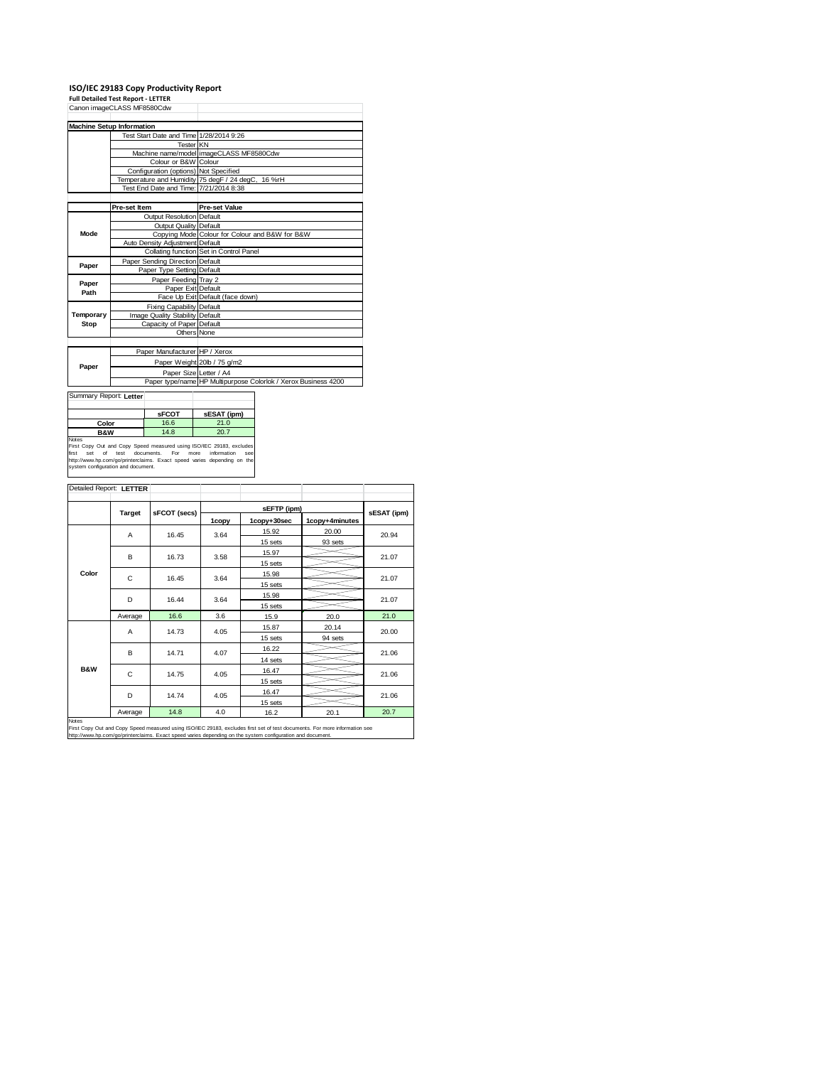**ISO/IEC 29183 Copy Productivity Report**

**Full Detailed Test Report - LETTER**

Canon imageCLASS MF8580Cdw

| **Machine Setup Information** | | |
|---|---|---|
| | Test Start Date and Time | 1/28/2014 9:26 |
| | Tester | KN |
| | Machine name/model | imageCLASS MF8580Cdw |
| | Colour or B&W | Colour |
| | Configuration (options) | Not Specified |
| | Temperature and Humidity | 75 degF / 24 degC, 16 %rH |
| | Test End Date and Time: | 7/21/2014 8:38 |

| | Pre-set Item | Pre-set Value |
|---|---|---|
| **Mode** | Output Resolution | Default |
| | Output Quality | Default |
| | Copying Mode | Colour for Colour and B&W for B&W |
| | Auto Density Adjustment | Default |
| | Collating function | Set in Control Panel |
| **Paper** | Paper Sending Direction | Default |
| | Paper Type Setting | Default |
| **Paper Path** | Paper Feeding | Tray 2 |
| | Paper Exit | Default |
| | Face Up Exit | Default (face down) |
| **Temporary Stop** | Fixing Capability | Default |
| | Image Quality Stability | Default |
| | Capacity of Paper | Default |
| | Others | None |

| | | |
|---|---|---|
| **Paper** | Paper Manufacturer | HP / Xerox |
| | Paper Weight | 20lb / 75 g/m2 |
| | Paper Size | Letter / A4 |
| | Paper type/name | HP Multipurpose Colorlok / Xerox Business 4200 |

Summary Report: **Letter**

| | sFCOT | sESAT (ipm) |
|---|---|---|
| **Color** | 16.6 | 21.0 |
| **B&W** | 14.8 | 20.7 |

Notes
First Copy Out and Copy Speed measured using ISO/IEC 29183, excludes first set of test documents. For more information see http://www.hp.com/go/printerclaims. Exact speed varies depending on the system configuration and document.

Detailed Report: **LETTER**

| | Target | sFCOT (secs) | sEFTP (ipm) | | | sESAT (ipm) |
|---|---|---|---|---|---|---|
| | | | 1copy | 1copy+30sec | 1copy+4minutes | |
| **Color** | A | 16.45 | 3.64 | 15.92 / 15 sets | 20.00 / 93 sets | 20.94 |
| | B | 16.73 | 3.58 | 15.97 / 15 sets | | 21.07 |
| | C | 16.45 | 3.64 | 15.98 / 15 sets | | 21.07 |
| | D | 16.44 | 3.64 | 15.98 / 15 sets | | 21.07 |
| | Average | 16.6 | 3.6 | 15.9 | 20.0 | 21.0 |
| **B&W** | A | 14.73 | 4.05 | 15.87 / 15 sets | 20.14 / 94 sets | 20.00 |
| | B | 14.71 | 4.07 | 16.22 / 14 sets | | 21.06 |
| | C | 14.75 | 4.05 | 16.47 / 15 sets | | 21.06 |
| | D | 14.74 | 4.05 | 16.47 / 15 sets | | 21.06 |
| | Average | 14.8 | 4.0 | 16.2 | 20.1 | 20.7 |

Notes
First Copy Out and Copy Speed measured using ISO/IEC 29183, excludes first set of test documents. For more information see http://www.hp.com/go/printerclaims. Exact speed varies depending on the system configuration and document.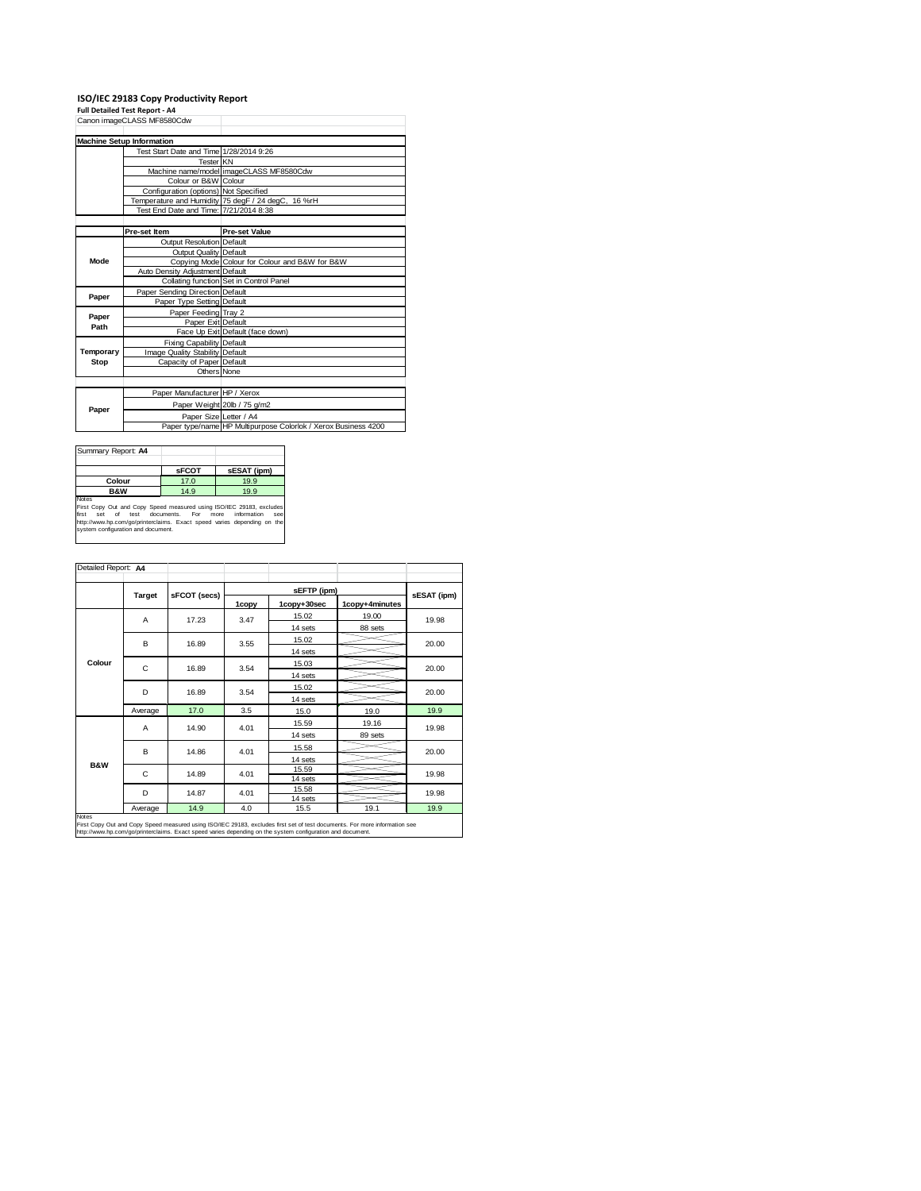# ISO/IEC 29183 Copy Productivity Report

**Full Detailed Test Report - A4**

Canon imageCLASS MF8580Cdw

| Machine Setup Information | | |
|---|---|---|
| | Test Start Date and Time | 1/28/2014 9:26 |
| | Tester | KN |
| | Machine name/model | imageCLASS MF8580Cdw |
| | Colour or B&W | Colour |
| | Configuration (options) | Not Specified |
| | Temperature and Humidity | 75 degF / 24 degC, 16 %rH |
| | Test End Date and Time: | 7/21/2014 8:38 |

| | Pre-set Item | Pre-set Value |
|---|---|---|
| Mode | Output Resolution | Default |
| | Output Quality | Default |
| | Copying Mode | Colour for Colour and B&W for B&W |
| | Auto Density Adjustment | Default |
| | Collating function | Set in Control Panel |
| Paper | Paper Sending Direction | Default |
| | Paper Type Setting | Default |
| Paper Path | Paper Feeding | Tray 2 |
| | Paper Exit | Default |
| | Face Up Exit | Default (face down) |
| Temporary Stop | Fixing Capability | Default |
| | Image Quality Stability | Default |
| | Capacity of Paper | Default |
| | Others | None |

| | | |
|---|---|---|
| Paper | Paper Manufacturer | HP / Xerox |
| | Paper Weight | 20lb / 75 g/m2 |
| | Paper Size | Letter / A4 |
| | Paper type/name | HP Multipurpose Colorlok / Xerox Business 4200 |

**Summary Report: A4**

| | sFCOT | sESAT (ipm) |
|---|---|---|
| Colour | 17.0 | 19.9 |
| B&W | 14.9 | 19.9 |

Notes
First Copy Out and Copy Speed measured using ISO/IEC 29183, excludes first set of test documents. For more information see http://www.hp.com/go/printerclaims. Exact speed varies depending on the system configuration and document.

**Detailed Report: A4**

| | Target | sFCOT (secs) | sEFTP (ipm) 1copy | sEFTP (ipm) 1copy+30sec | sEFTP (ipm) 1copy+4minutes | sESAT (ipm) |
|---|---|---|---|---|---|---|
| Colour | A | 17.23 | 3.47 | 15.02 / 14 sets | 19.00 / 88 sets | 19.98 |
| | B | 16.89 | 3.55 | 15.02 / 14 sets | | 20.00 |
| | C | 16.89 | 3.54 | 15.03 / 14 sets | | 20.00 |
| | D | 16.89 | 3.54 | 15.02 / 14 sets | | 20.00 |
| | Average | 17.0 | 3.5 | 15.0 | 19.0 | 19.9 |
| B&W | A | 14.90 | 4.01 | 15.59 / 14 sets | 19.16 / 89 sets | 19.98 |
| | B | 14.86 | 4.01 | 15.58 / 14 sets | | 20.00 |
| | C | 14.89 | 4.01 | 15.59 / 14 sets | | 19.98 |
| | D | 14.87 | 4.01 | 15.58 / 14 sets | | 19.98 |
| | Average | 14.9 | 4.0 | 15.5 | 19.1 | 19.9 |

Notes
First Copy Out and Copy Speed measured using ISO/IEC 29183, excludes first set of test documents. For more information see http://www.hp.com/go/printerclaims. Exact speed varies depending on the system configuration and document.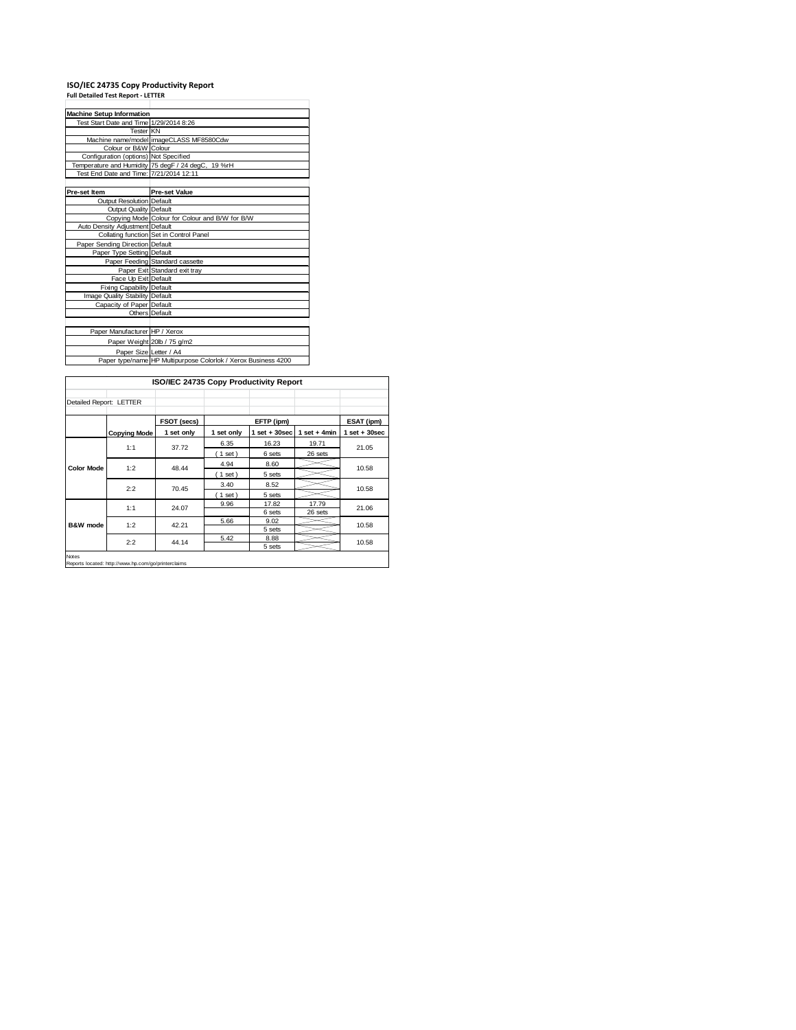# ISO/IEC 24735 Copy Productivity Report

**Full Detailed Test Report - LETTER**

| Machine Setup Information | |
|---|---|
| Test Start Date and Time | 1/29/2014 8:26 |
| Tester | KN |
| Machine name/model | imageCLASS MF8580Cdw |
| Colour or B&W | Colour |
| Configuration (options) | Not Specified |
| Temperature and Humidity | 75 degF / 24 degC, 19 %rH |
| Test End Date and Time: | 7/21/2014 12:11 |

| Pre-set Item | Pre-set Value |
|---|---|
| Output Resolution | Default |
| Output Quality | Default |
| Copying Mode | Colour for Colour and B/W for B/W |
| Auto Density Adjustment | Default |
| Collating function | Set in Control Panel |
| Paper Sending Direction | Default |
| Paper Type Setting | Default |
| Paper Feeding | Standard cassette |
| Paper Exit | Standard exit tray |
| Face Up Exit | Default |
| Fixing Capability | Default |
| Image Quality Stability | Default |
| Capacity of Paper | Default |
| Others | Default |
| | |
| Paper Manufacturer | HP / Xerox |
| Paper Weight | 20lb / 75 g/m2 |
| Paper Size | Letter / A4 |
| Paper type/name | HP Multipurpose Colorlok / Xerox Business 4200 |

## ISO/IEC 24735 Copy Productivity Report

Detailed Report: LETTER

| | | FSOT (secs) | EFTP (ipm) | | | ESAT (ipm) |
|---|---|---|---|---|---|---|
| | **Copying Mode** | **1 set only** | **1 set only** | **1 set + 30sec** | **1 set + 4min** | **1 set + 30sec** |
| **Color Mode** | 1:1 | 37.72 | 6.35 ( 1 set ) | 16.23 6 sets | 19.71 26 sets | 21.05 |
| | 1:2 | 48.44 | 4.94 ( 1 set ) | 8.60 5 sets | | 10.58 |
| | 2:2 | 70.45 | 3.40 ( 1 set ) | 8.52 5 sets | | 10.58 |
| **B&W mode** | 1:1 | 24.07 | 9.96 | 17.82 6 sets | 17.79 26 sets | 21.06 |
| | 1:2 | 42.21 | 5.66 | 9.02 5 sets | | 10.58 |
| | 2:2 | 44.14 | 5.42 | 8.88 5 sets | | 10.58 |

Notes
Reports located: http://www.hp.com/go/printerclaims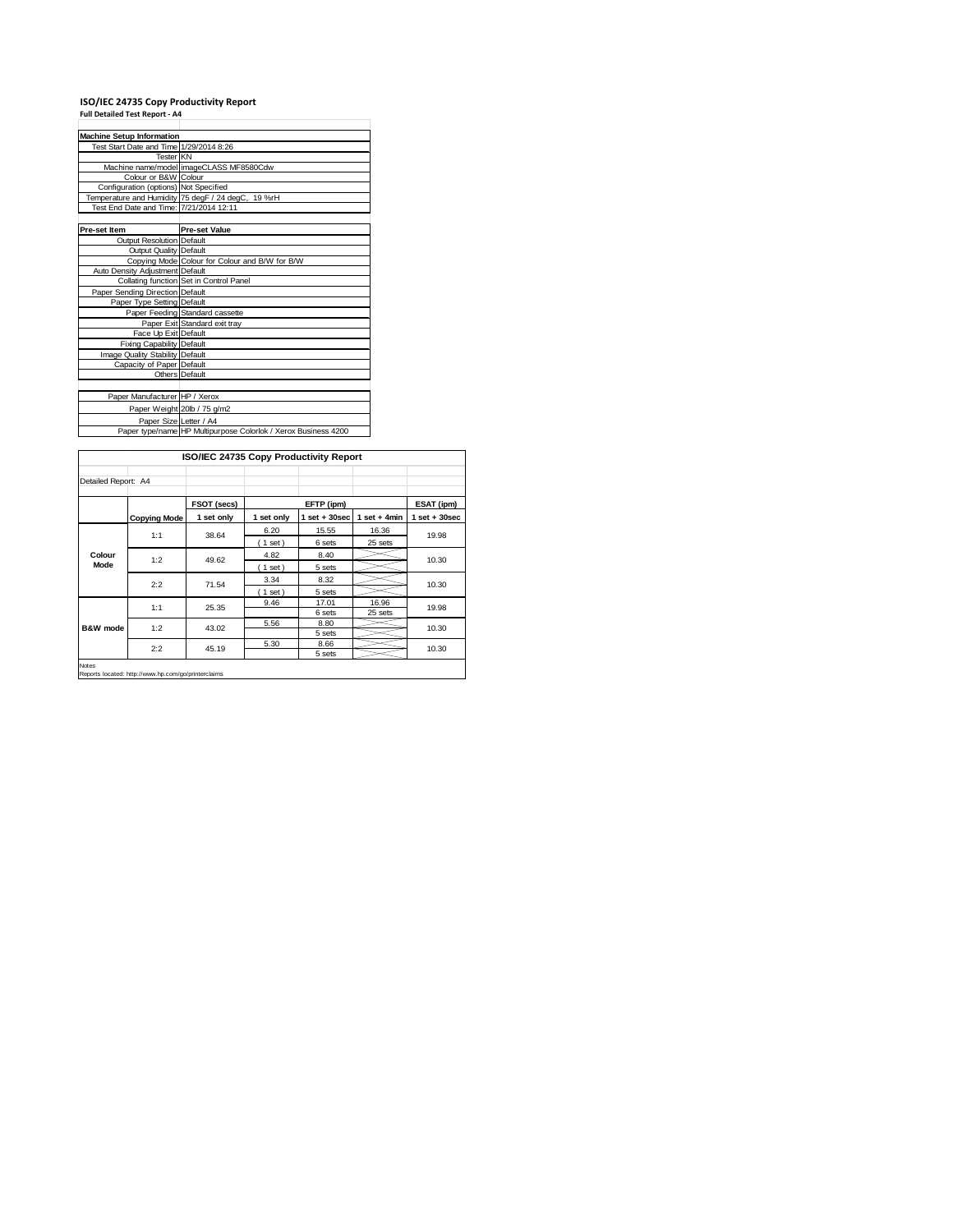# ISO/IEC 24735 Copy Productivity Report

**Full Detailed Test Report - A4**

| Machine Setup Information | |
|---|---|
| Test Start Date and Time | 1/29/2014 8:26 |
| Tester | KN |
| Machine name/model | imageCLASS MF8580Cdw |
| Colour or B&W | Colour |
| Configuration (options) | Not Specified |
| Temperature and Humidity | 75 degF / 24 degC, 19 %rH |
| Test End Date and Time: | 7/21/2014 12:11 |

| Pre-set Item | Pre-set Value |
|---|---|
| Output Resolution | Default |
| Output Quality | Default |
| Copying Mode | Colour for Colour and B/W for B/W |
| Auto Density Adjustment | Default |
| Collating function | Set in Control Panel |
| Paper Sending Direction | Default |
| Paper Type Setting | Default |
| Paper Feeding | Standard cassette |
| Paper Exit | Standard exit tray |
| Face Up Exit | Default |
| Fixing Capability | Default |
| Image Quality Stability | Default |
| Capacity of Paper | Default |
| Others | Default |
| | |
| Paper Manufacturer | HP / Xerox |
| Paper Weight | 20lb / 75 g/m2 |
| Paper Size | Letter / A4 |
| Paper type/name | HP Multipurpose Colorlok / Xerox Business 4200 |

## ISO/IEC 24735 Copy Productivity Report

Detailed Report: A4

| | Copying Mode | FSOT (secs) 1 set only | EFTP (ipm) 1 set only | EFTP (ipm) 1 set + 30sec | EFTP (ipm) 1 set + 4min | ESAT (ipm) 1 set + 30sec |
|---|---|---|---|---|---|---|
| Colour Mode | 1:1 | 38.64 | 6.20 ( 1 set ) | 15.55 6 sets | 16.36 25 sets | 19.98 |
| | 1:2 | 49.62 | 4.82 ( 1 set ) | 8.40 5 sets | | 10.30 |
| | 2:2 | 71.54 | 3.34 ( 1 set ) | 8.32 5 sets | | 10.30 |
| B&W mode | 1:1 | 25.35 | 9.46 | 17.01 6 sets | 16.96 25 sets | 19.98 |
| | 1:2 | 43.02 | 5.56 | 8.80 5 sets | | 10.30 |
| | 2:2 | 45.19 | 5.30 | 8.66 5 sets | | 10.30 |

Notes

Reports located: http://www.hp.com/go/printerclaims